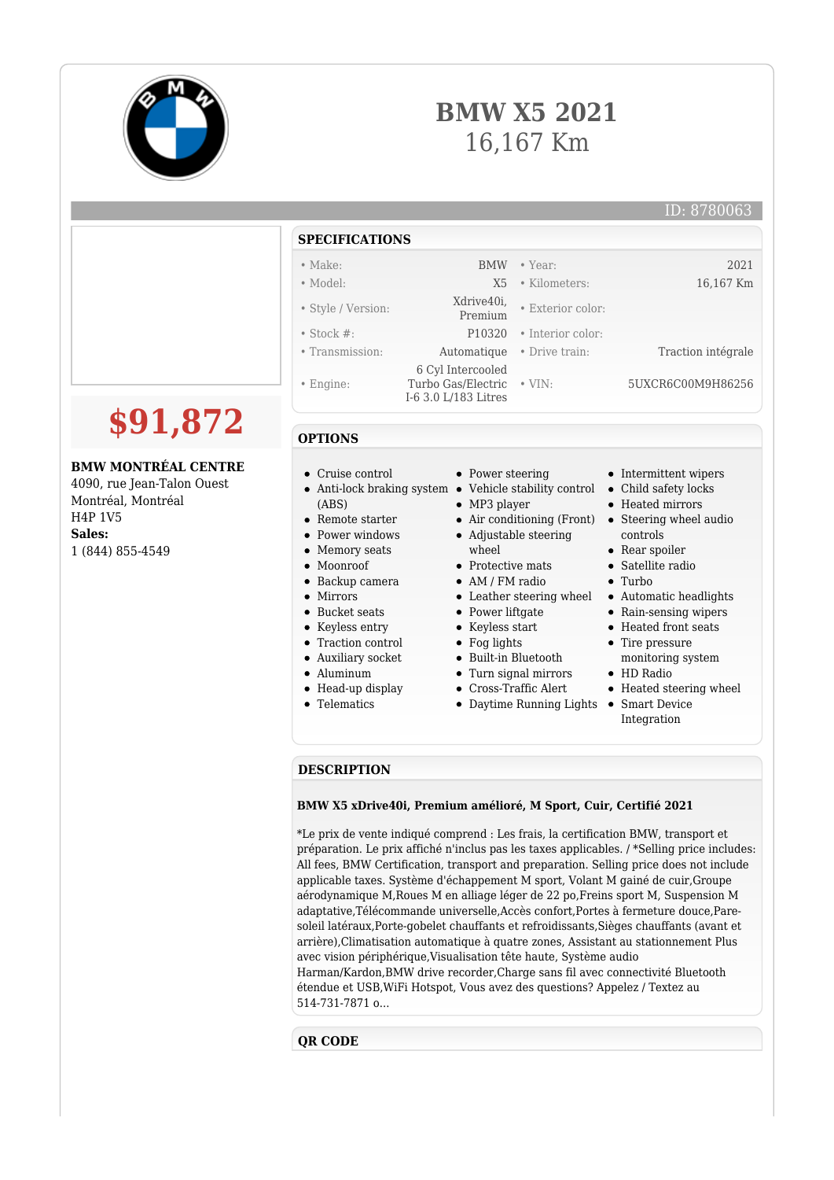# BMW X5 2021

16,167 Km

ID: 8780063

**$91,872**

**BMW MONTRÉAL CENTRE**
4090, rue Jean-Talon Ouest
Montréal, Montréal
H4P 1V5
**Sales:**
1 (844) 855-4549

## SPECIFICATIONS

| | | | |
|---|---|---|---|
| • Make: | BMW | • Year: | 2021 |
| • Model: | X5 | • Kilometers: | 16,167 Km |
| • Style / Version: | Xdrive40i, Premium | • Exterior color: | |
| • Stock #: | P10320 | • Interior color: | |
| • Transmission: | Automatique | • Drive train: | Traction intégrale |
| • Engine: | 6 Cyl Intercooled Turbo Gas/Electric I-6 3.0 L/183 Litres | • VIN: | 5UXCR6C00M9H86256 |

## OPTIONS

- Cruise control
- Anti-lock braking system (ABS)
- Remote starter
- Power windows
- Memory seats
- Moonroof
- Backup camera
- Mirrors
- Bucket seats
- Keyless entry
- Traction control
- Auxiliary socket
- Aluminum
- Head-up display
- Telematics
- Power steering
- Vehicle stability control
- MP3 player
- Air conditioning (Front)
- Adjustable steering wheel
- Protective mats
- AM / FM radio
- Leather steering wheel
- Power liftgate
- Keyless start
- Fog lights
- Built-in Bluetooth
- Turn signal mirrors
- Cross-Traffic Alert
- Daytime Running Lights
- Intermittent wipers
- Child safety locks
- Heated mirrors
- Steering wheel audio controls
- Rear spoiler
- Satellite radio
- Turbo
- Automatic headlights
- Rain-sensing wipers
- Heated front seats
- Tire pressure monitoring system
- HD Radio
- Heated steering wheel
- Smart Device Integration

## DESCRIPTION

**BMW X5 xDrive40i, Premium amélioré, M Sport, Cuir, Certifié 2021**

*Le prix de vente indiqué comprend : Les frais, la certification BMW, transport et préparation. Le prix affiché n'inclus pas les taxes applicables. / *Selling price includes: All fees, BMW Certification, transport and preparation. Selling price does not include applicable taxes. Système d'échappement M sport, Volant M gainé de cuir,Groupe aérodynamique M,Roues M en alliage léger de 22 po,Freins sport M, Suspension M adaptative,Télécommande universelle,Accès confort,Portes à fermeture douce,Pare-soleil latéraux,Porte-gobelet chauffants et refroidissants,Sièges chauffants (avant et arrière),Climatisation automatique à quatre zones, Assistant au stationnement Plus avec vision périphérique,Visualisation tête haute, Système audio Harman/Kardon,BMW drive recorder,Charge sans fil avec connectivité Bluetooth étendue et USB,WiFi Hotspot, Vous avez des questions? Appelez / Textez au 514-731-7871 o...

## QR CODE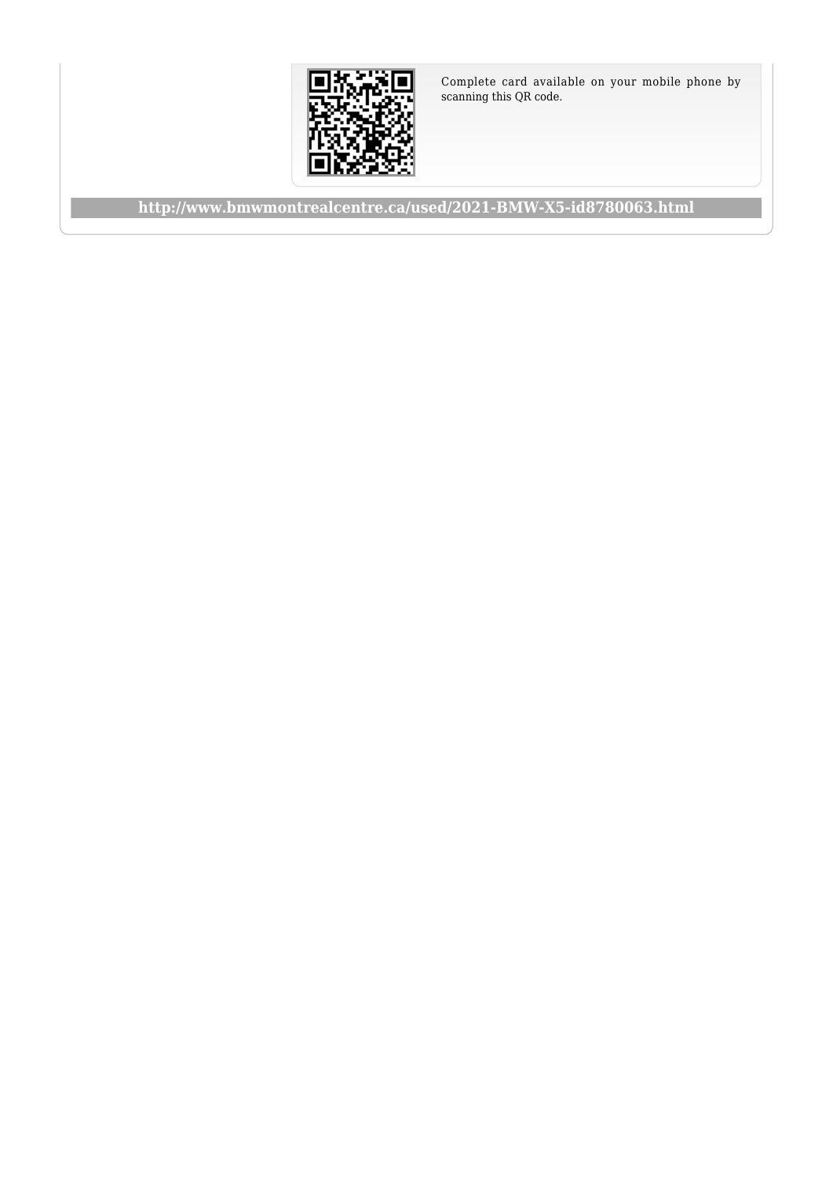Complete card available on your mobile phone by scanning this QR code.

**http://www.bmwmontrealcentre.ca/used/2021-BMW-X5-id8780063.html**